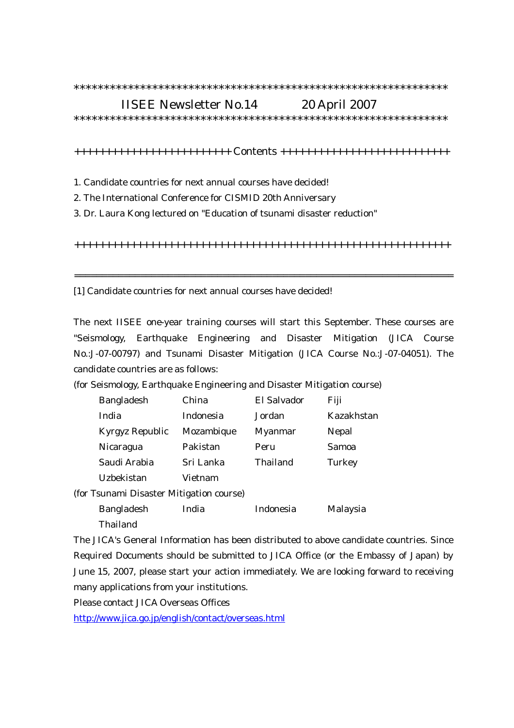\*\*\*\*\*\*\*\*\*\*\*\*\*\*\*\*\*\*\*\*\*\*\*\*\*\*\*\*\*\*\*\*\*\*\*\*\*\*\*\*\*\*\*\*\*\*\*\*\*\*\*\*\*\*\*\*\*\*\*\*\*\*\*\*

# IISEE Newsletter No.14 20 April 2007

\*\*\*\*\*\*\*\*\*\*\*\*\*\*\*\*\*\*\*\*\*\*\*\*\*\*\*\*\*\*\*\*\*\*\*\*\*\*\*\*\*\*\*\*\*\*\*\*\*\*\*\*\*\*\*\*\*\*\*\*\*\*\*\*

++++++++++++++++++++++++ Contents ++++++++++++++++++++++++++

1. Candidate countries for next annual courses have decided!
2. The International Conference for CISMID 20th Anniversary
3. Dr. Laura Kong lectured on "Education of tsunami disaster reduction"

++++++++++++++++++++++++++++++++++++++++++++++++++++++++++++

---

## [1] Candidate countries for next annual courses have decided!

The next IISEE one-year training courses will start this September. These courses are "Seismology, Earthquake Engineering and Disaster Mitigation (JICA Course No.:J-07-00797) and Tsunami Disaster Mitigation (JICA Course No.:J-07-04051). The candidate countries are as follows:

(for Seismology, Earthquake Engineering and Disaster Mitigation course)

| | | | |
|---|---|---|---|
| Bangladesh | China | El Salvador | Fiji |
| India | Indonesia | Jordan | Kazakhstan |
| Kyrgyz Republic | Mozambique | Myanmar | Nepal |
| Nicaragua | Pakistan | Peru | Samoa |
| Saudi Arabia | Sri Lanka | Thailand | Turkey |
| Uzbekistan | Vietnam | | |

(for Tsunami Disaster Mitigation course)

| | | | |
|---|---|---|---|
| Bangladesh | India | Indonesia | Malaysia |
| Thailand | | | |

The JICA's General Information has been distributed to above candidate countries. Since Required Documents should be submitted to JICA Office (or the Embassy of Japan) by June 15, 2007, please start your action immediately. We are looking forward to receiving many applications from your institutions.

Please contact JICA Overseas Offices

http://www.jica.go.jp/english/contact/overseas.html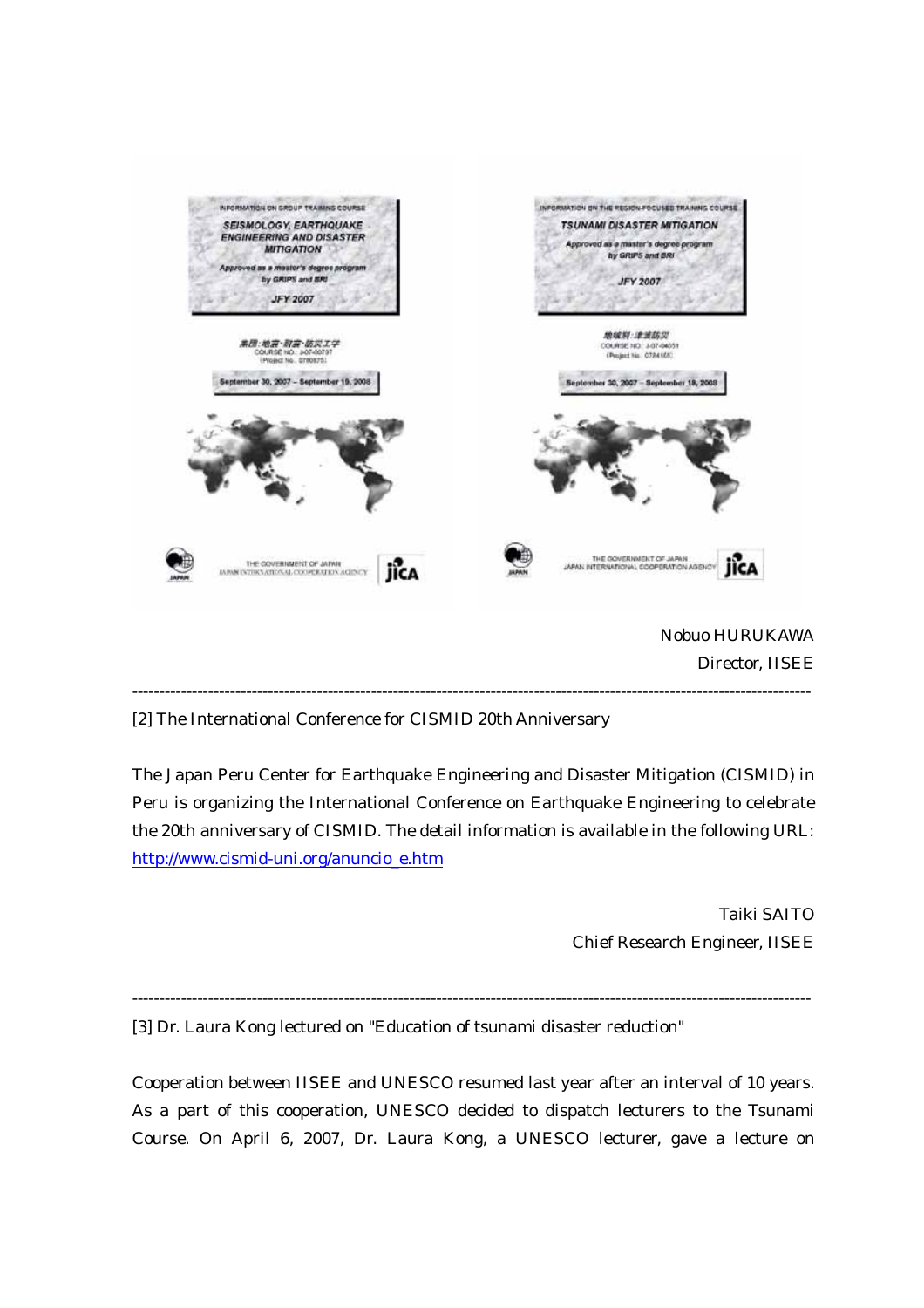INFORMATION ON GROUP TRAINING COURSE

SEISMOLOGY, EARTHQUAKE ENGINEERING AND DISASTER MITIGATION

Approved as a master's degree program by GRIPS and BRI

JFY 2007

集団:地震・耐震・防災工学
COURSE NO.: J-07-00797
(Project No.: 0780675)

September 30, 2007 – September 19, 2008

THE GOVERNMENT OF JAPAN
JAPAN INTERNATIONAL COOPERATION AGENCY

INFORMATION ON THE REGION-FOCUSED TRAINING COURSE

TSUNAMI DISASTER MITIGATION

Approved as a master's degree program by GRIPS and BRI

JFY 2007

地域別:津波防災
COURSE NO.: J-07-04051
(Project No.: 0784165)

September 30, 2007 – September 18, 2008

THE GOVERNMENT OF JAPAN
JAPAN INTERNATIONAL COOPERATION AGENCY

Nobuo HURUKAWA
Director, IISEE

---

[2] The International Conference for CISMID 20th Anniversary

The Japan Peru Center for Earthquake Engineering and Disaster Mitigation (CISMID) in Peru is organizing the International Conference on Earthquake Engineering to celebrate the 20th anniversary of CISMID. The detail information is available in the following URL: http://www.cismid-uni.org/anuncio_e.htm

Taiki SAITO
Chief Research Engineer, IISEE

---

[3] Dr. Laura Kong lectured on "Education of tsunami disaster reduction"

Cooperation between IISEE and UNESCO resumed last year after an interval of 10 years. As a part of this cooperation, UNESCO decided to dispatch lecturers to the Tsunami Course. On April 6, 2007, Dr. Laura Kong, a UNESCO lecturer, gave a lecture on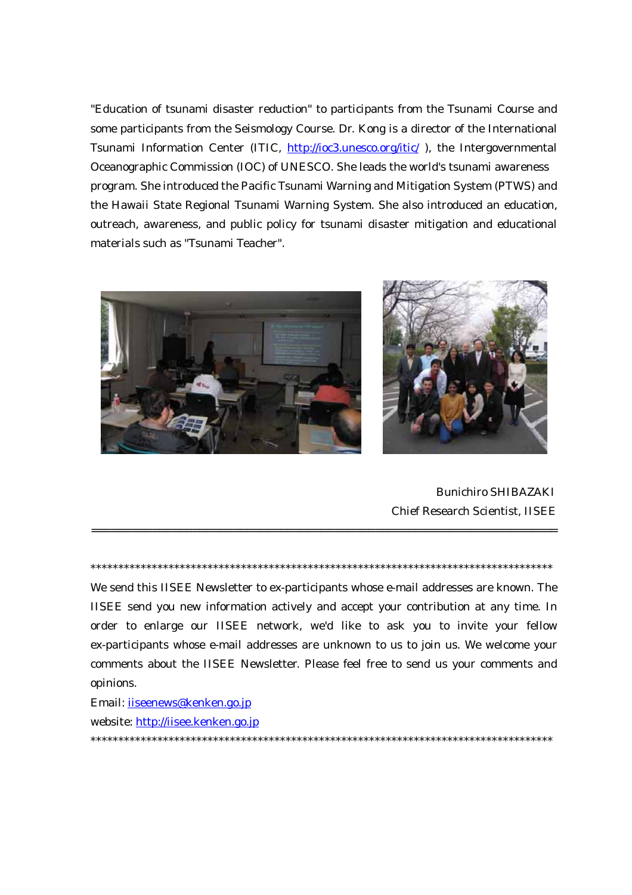"Education of tsunami disaster reduction" to participants from the Tsunami Course and some participants from the Seismology Course. Dr. Kong is a director of the International Tsunami Information Center (ITIC, http://ioc3.unesco.org/itic/ ), the Intergovernmental Oceanographic Commission (IOC) of UNESCO. She leads the world's tsunami awareness program. She introduced the Pacific Tsunami Warning and Mitigation System (PTWS) and the Hawaii State Regional Tsunami Warning System. She also introduced an education, outreach, awareness, and public policy for tsunami disaster mitigation and educational materials such as "Tsunami Teacher".

Bunichiro SHIBAZAKI
Chief Research Scientist, IISEE

---

****************************************************************************************

We send this IISEE Newsletter to ex-participants whose e-mail addresses are known. The IISEE send you new information actively and accept your contribution at any time. In order to enlarge our IISEE network, we'd like to ask you to invite your fellow ex-participants whose e-mail addresses are unknown to us to join us. We welcome your comments about the IISEE Newsletter. Please feel free to send us your comments and opinions.

Email: iiseenews@kenken.go.jp

website: http://iisee.kenken.go.jp

****************************************************************************************